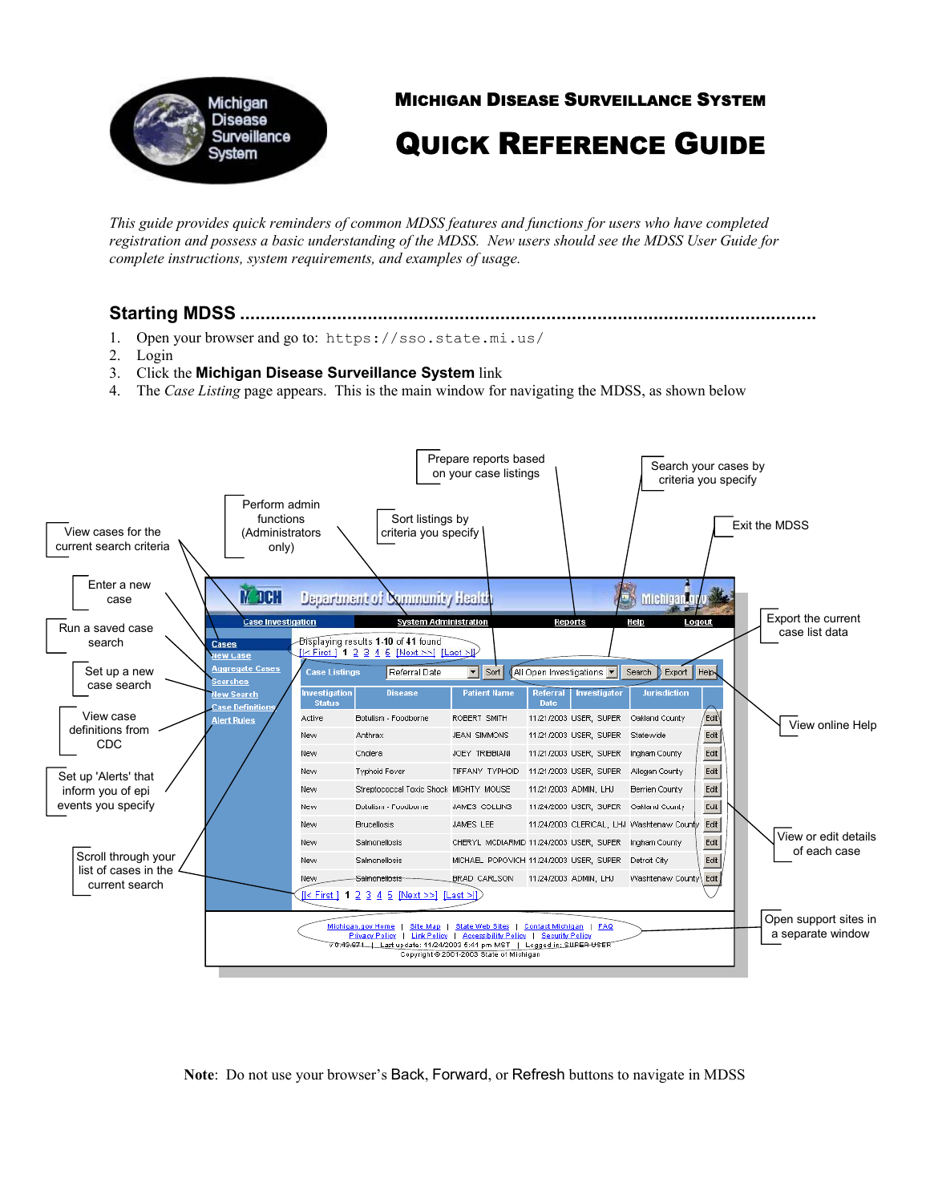# Michigan Disease Surveillance System

# Quick Reference Guide

*This guide provides quick reminders of common MDSS features and functions for users who have completed registration and possess a basic understanding of the MDSS. New users should see the MDSS User Guide for complete instructions, system requirements, and examples of usage.*

## Starting MDSS

1. Open your browser and go to: `https://sso.state.mi.us/`
2. Login
3. Click the **Michigan Disease Surveillance System** link
4. The *Case Listing* page appears. This is the main window for navigating the MDSS, as shown below

- View cases for the current search criteria
- Enter a new case
- Run a saved case search
- Set up a new case search
- View case definitions from CDC
- Set up 'Alerts' that inform you of epi events you specify
- Scroll through your list of cases in the current search
- Perform admin functions (Administrators only)
- Sort listings by criteria you specify
- Prepare reports based on your case listings
- Search your cases by criteria you specify
- Exit the MDSS
- Export the current case list data
- View online Help
- View or edit details of each case
- Open support sites in a separate window

**Note**: Do not use your browser's Back, Forward, or Refresh buttons to navigate in MDSS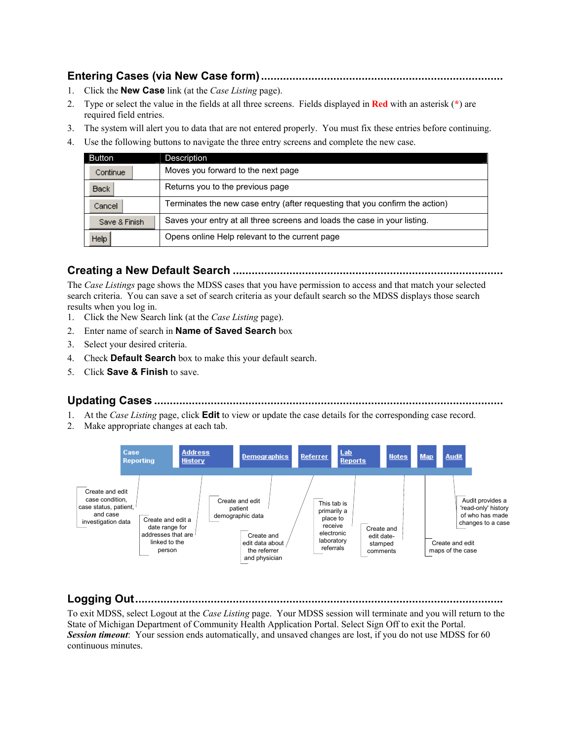## Entering Cases (via New Case form)

1. Click the **New Case** link (at the *Case Listing* page).
2. Type or select the value in the fields at all three screens. Fields displayed in **Red** with an asterisk (*) are required field entries.
3. The system will alert you to data that are not entered properly. You must fix these entries before continuing.
4. Use the following buttons to navigate the three entry screens and complete the new case.

| Button | Description |
|---|---|
| Continue | Moves you forward to the next page |
| Back | Returns you to the previous page |
| Cancel | Terminates the new case entry (after requesting that you confirm the action) |
| Save & Finish | Saves your entry at all three screens and loads the case in your listing. |
| Help | Opens online Help relevant to the current page |

## Creating a New Default Search

The *Case Listings* page shows the MDSS cases that you have permission to access and that match your selected search criteria. You can save a set of search criteria as your default search so the MDSS displays those search results when you log in.

1. Click the New Search link (at the *Case Listing* page).
2. Enter name of search in **Name of Saved Search** box
3. Select your desired criteria.
4. Check **Default Search** box to make this your default search.
5. Click **Save & Finish** to save.

## Updating Cases

1. At the *Case Listing* page, click **Edit** to view or update the case details for the corresponding case record.
2. Make appropriate changes at each tab.

Case Reporting
Address History
Demographics
Referrer
Lab Reports
Notes
Map
Audit

Create and edit case condition, case status, patient, and case investigation data

Create and edit a date range for addresses that are linked to the person

Create and edit patient demographic data

Create and edit data about the referrer and physician

This tab is primarily a place to receive electronic laboratory referrals

Create and edit date-stamped comments

Create and edit maps of the case

Audit provides a 'read-only' history of who has made changes to a case

## Logging Out

To exit MDSS, select Logout at the *Case Listing* page. Your MDSS session will terminate and you will return to the State of Michigan Department of Community Health Application Portal. Select Sign Off to exit the Portal.
***Session timeout***: Your session ends automatically, and unsaved changes are lost, if you do not use MDSS for 60 continuous minutes.